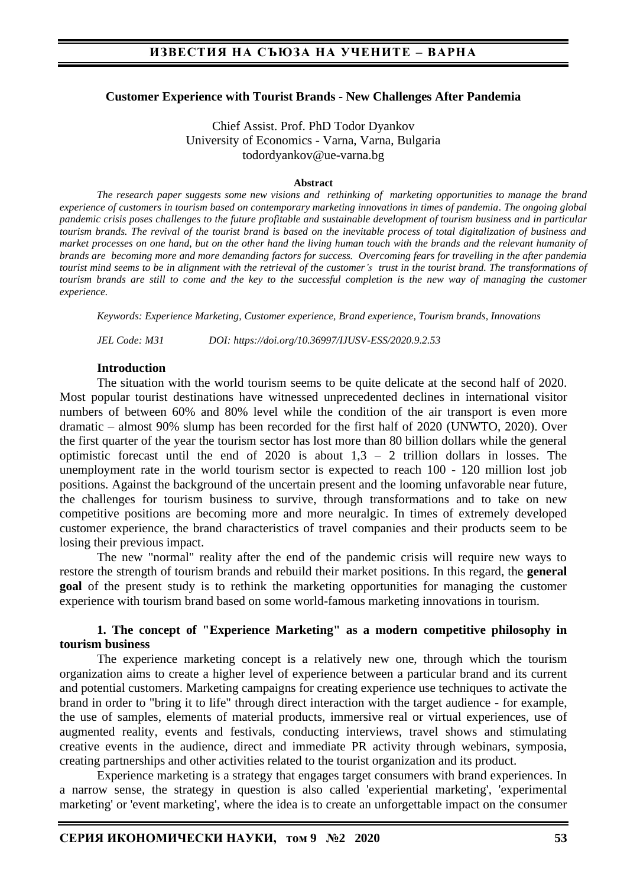## Customer Experience with Tourist Brands - New Challenges After Pandemia

Chief Assist. Prof. PhD Todor Dyankov
University of Economics - Varna, Varna, Bulgaria
todordyankov@ue-varna.bg

**Abstract**

*The research paper suggests some new visions and rethinking of marketing opportunities to manage the brand experience of customers in tourism based on contemporary marketing innovations in times of pandemia. The ongoing global pandemic crisis poses challenges to the future profitable and sustainable development of tourism business and in particular tourism brands. The revival of the tourist brand is based on the inevitable process of total digitalization of business and market processes on one hand, but on the other hand the living human touch with the brands and the relevant humanity of brands are becoming more and more demanding factors for success. Overcoming fears for travelling in the after pandemia tourist mind seems to be in alignment with the retrieval of the customer's trust in the tourist brand. The transformations of tourism brands are still to come and the key to the successful completion is the new way of managing the customer experience.*

*Keywords: Experience Marketing, Customer experience, Brand experience, Tourism brands, Innovations*

*JEL Code: M31 DOI: https://doi.org/10.36997/IJUSV-ESS/2020.9.2.53*

### Introduction

The situation with the world tourism seems to be quite delicate at the second half of 2020. Most popular tourist destinations have witnessed unprecedented declines in international visitor numbers of between 60% and 80% level while the condition of the air transport is even more dramatic – almost 90% slump has been recorded for the first half of 2020 (UNWTO, 2020). Over the first quarter of the year the tourism sector has lost more than 80 billion dollars while the general optimistic forecast until the end of 2020 is about 1,3 – 2 trillion dollars in losses. The unemployment rate in the world tourism sector is expected to reach 100 - 120 million lost job positions. Against the background of the uncertain present and the looming unfavorable near future, the challenges for tourism business to survive, through transformations and to take on new competitive positions are becoming more and more neuralgic. In times of extremely developed customer experience, the brand characteristics of travel companies and their products seem to be losing their previous impact.

The new "normal" reality after the end of the pandemic crisis will require new ways to restore the strength of tourism brands and rebuild their market positions. In this regard, the **general goal** of the present study is to rethink the marketing opportunities for managing the customer experience with tourism brand based on some world-famous marketing innovations in tourism.

### 1. The concept of "Experience Marketing" as a modern competitive philosophy in tourism business

The experience marketing concept is a relatively new one, through which the tourism organization aims to create a higher level of experience between a particular brand and its current and potential customers. Marketing campaigns for creating experience use techniques to activate the brand in order to "bring it to life" through direct interaction with the target audience - for example, the use of samples, elements of material products, immersive real or virtual experiences, use of augmented reality, events and festivals, conducting interviews, travel shows and stimulating creative events in the audience, direct and immediate PR activity through webinars, symposia, creating partnerships and other activities related to the tourist organization and its product.

Experience marketing is a strategy that engages target consumers with brand experiences. In a narrow sense, the strategy in question is also called 'experiential marketing', 'experimental marketing' or 'event marketing', where the idea is to create an unforgettable impact on the consumer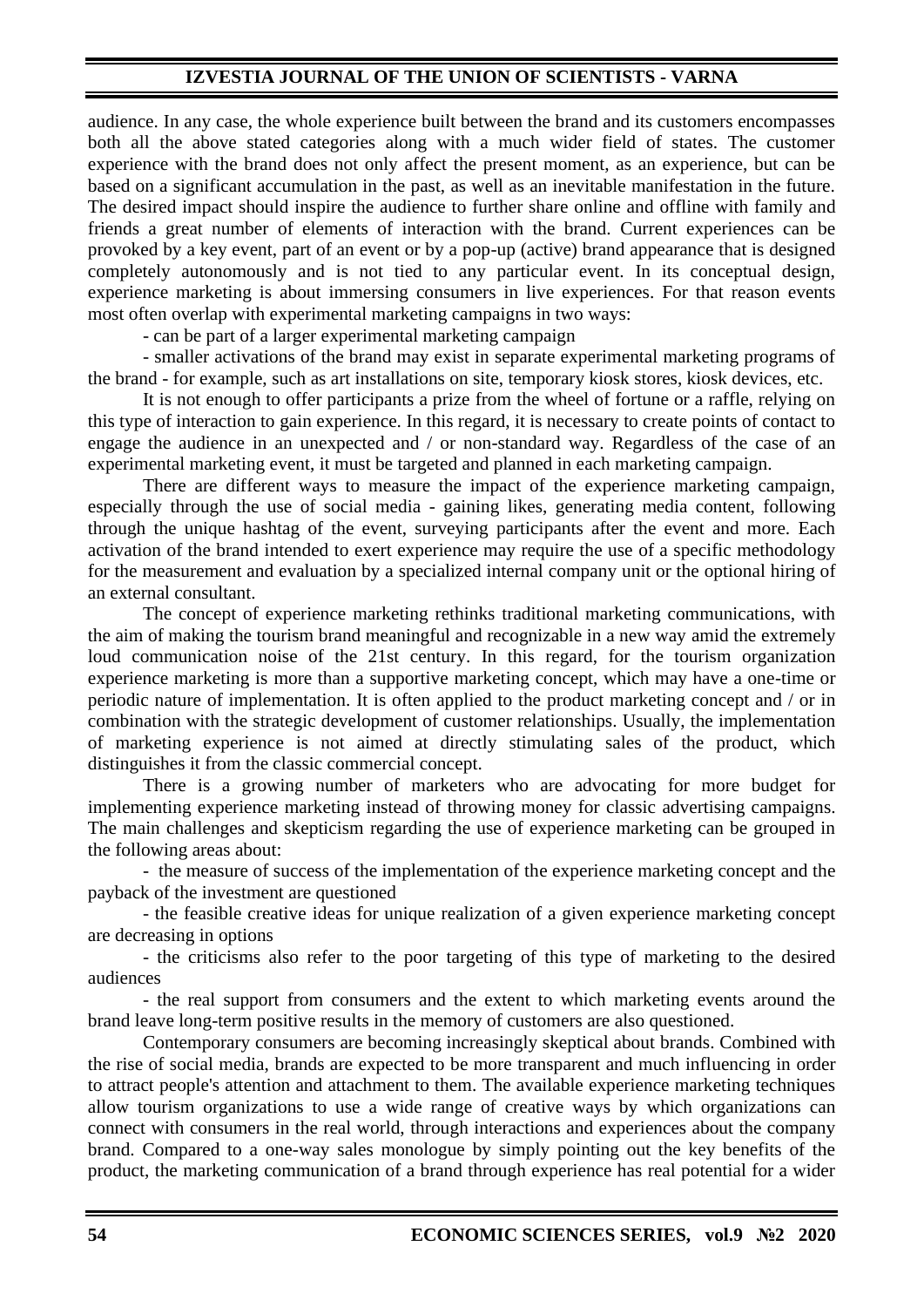audience. In any case, the whole experience built between the brand and its customers encompasses both all the above stated categories along with a much wider field of states. The customer experience with the brand does not only affect the present moment, as an experience, but can be based on a significant accumulation in the past, as well as an inevitable manifestation in the future. The desired impact should inspire the audience to further share online and offline with family and friends a great number of elements of interaction with the brand. Current experiences can be provoked by a key event, part of an event or by a pop-up (active) brand appearance that is designed completely autonomously and is not tied to any particular event. In its conceptual design, experience marketing is about immersing consumers in live experiences. For that reason events most often overlap with experimental marketing campaigns in two ways:

- can be part of a larger experimental marketing campaign
- smaller activations of the brand may exist in separate experimental marketing programs of the brand - for example, such as art installations on site, temporary kiosk stores, kiosk devices, etc.

It is not enough to offer participants a prize from the wheel of fortune or a raffle, relying on this type of interaction to gain experience. In this regard, it is necessary to create points of contact to engage the audience in an unexpected and / or non-standard way. Regardless of the case of an experimental marketing event, it must be targeted and planned in each marketing campaign.

There are different ways to measure the impact of the experience marketing campaign, especially through the use of social media - gaining likes, generating media content, following through the unique hashtag of the event, surveying participants after the event and more. Each activation of the brand intended to exert experience may require the use of a specific methodology for the measurement and evaluation by a specialized internal company unit or the optional hiring of an external consultant.

The concept of experience marketing rethinks traditional marketing communications, with the aim of making the tourism brand meaningful and recognizable in a new way amid the extremely loud communication noise of the 21st century. In this regard, for the tourism organization experience marketing is more than a supportive marketing concept, which may have a one-time or periodic nature of implementation. It is often applied to the product marketing concept and / or in combination with the strategic development of customer relationships. Usually, the implementation of marketing experience is not aimed at directly stimulating sales of the product, which distinguishes it from the classic commercial concept.

There is a growing number of marketers who are advocating for more budget for implementing experience marketing instead of throwing money for classic advertising campaigns. The main challenges and skepticism regarding the use of experience marketing can be grouped in the following areas about:

- the measure of success of the implementation of the experience marketing concept and the payback of the investment are questioned
- the feasible creative ideas for unique realization of a given experience marketing concept are decreasing in options
- the criticisms also refer to the poor targeting of this type of marketing to the desired audiences
- the real support from consumers and the extent to which marketing events around the brand leave long-term positive results in the memory of customers are also questioned.

Contemporary consumers are becoming increasingly skeptical about brands. Combined with the rise of social media, brands are expected to be more transparent and much influencing in order to attract people's attention and attachment to them. The available experience marketing techniques allow tourism organizations to use a wide range of creative ways by which organizations can connect with consumers in the real world, through interactions and experiences about the company brand. Compared to a one-way sales monologue by simply pointing out the key benefits of the product, the marketing communication of a brand through experience has real potential for a wider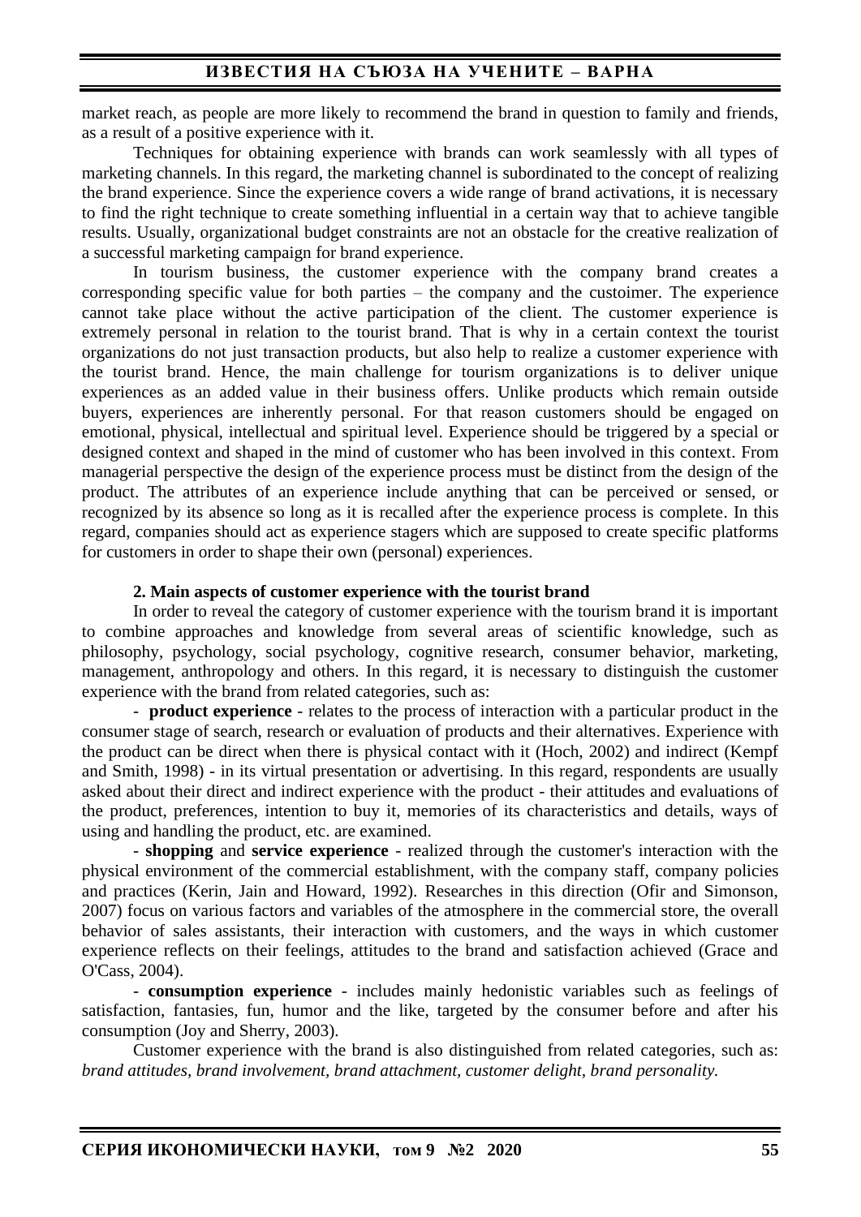market reach, as people are more likely to recommend the brand in question to family and friends, as a result of a positive experience with it.

Techniques for obtaining experience with brands can work seamlessly with all types of marketing channels. In this regard, the marketing channel is subordinated to the concept of realizing the brand experience. Since the experience covers a wide range of brand activations, it is necessary to find the right technique to create something influential in a certain way that to achieve tangible results. Usually, organizational budget constraints are not an obstacle for the creative realization of a successful marketing campaign for brand experience.

In tourism business, the customer experience with the company brand creates a corresponding specific value for both parties – the company and the custoimer. The experience cannot take place without the active participation of the client. The customer experience is extremely personal in relation to the tourist brand. That is why in a certain context the tourist organizations do not just transaction products, but also help to realize a customer experience with the tourist brand. Hence, the main challenge for tourism organizations is to deliver unique experiences as an added value in their business offers. Unlike products which remain outside buyers, experiences are inherently personal. For that reason customers should be engaged on emotional, physical, intellectual and spiritual level. Experience should be triggered by a special or designed context and shaped in the mind of customer who has been involved in this context. From managerial perspective the design of the experience process must be distinct from the design of the product. The attributes of an experience include anything that can be perceived or sensed, or recognized by its absence so long as it is recalled after the experience process is complete. In this regard, companies should act as experience stagers which are supposed to create specific platforms for customers in order to shape their own (personal) experiences.

## 2. Main aspects of customer experience with the tourist brand

In order to reveal the category of customer experience with the tourism brand it is important to combine approaches and knowledge from several areas of scientific knowledge, such as philosophy, psychology, social psychology, cognitive research, consumer behavior, marketing, management, anthropology and others. In this regard, it is necessary to distinguish the customer experience with the brand from related categories, such as:

- **product experience** - relates to the process of interaction with a particular product in the consumer stage of search, research or evaluation of products and their alternatives. Experience with the product can be direct when there is physical contact with it (Hoch, 2002) and indirect (Kempf and Smith, 1998) - in its virtual presentation or advertising. In this regard, respondents are usually asked about their direct and indirect experience with the product - their attitudes and evaluations of the product, preferences, intention to buy it, memories of its characteristics and details, ways of using and handling the product, etc. are examined.

- **shopping** and **service experience** - realized through the customer's interaction with the physical environment of the commercial establishment, with the company staff, company policies and practices (Kerin, Jain and Howard, 1992). Researches in this direction (Ofir and Simonson, 2007) focus on various factors and variables of the atmosphere in the commercial store, the overall behavior of sales assistants, their interaction with customers, and the ways in which customer experience reflects on their feelings, attitudes to the brand and satisfaction achieved (Grace and O'Cass, 2004).

- **consumption experience** - includes mainly hedonistic variables such as feelings of satisfaction, fantasies, fun, humor and the like, targeted by the consumer before and after his consumption (Joy and Sherry, 2003).

Customer experience with the brand is also distinguished from related categories, such as: *brand attitudes, brand involvement, brand attachment, customer delight, brand personality.*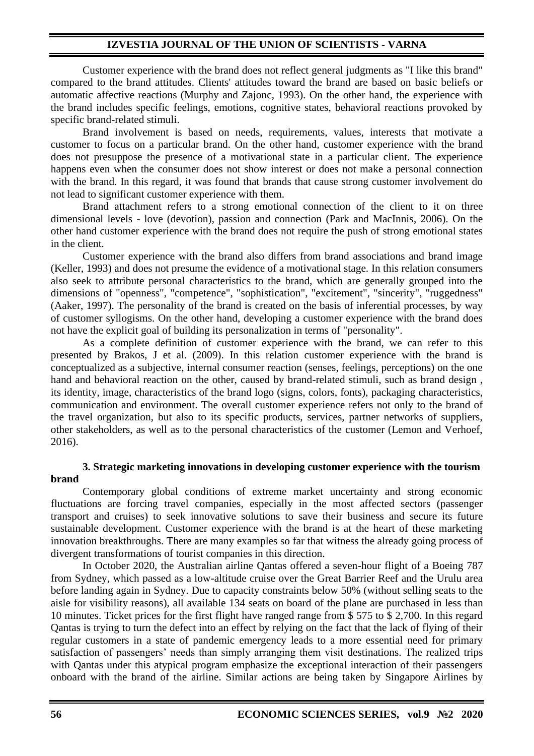Customer experience with the brand does not reflect general judgments as "I like this brand" compared to the brand attitudes. Clients' attitudes toward the brand are based on basic beliefs or automatic affective reactions (Murphy and Zajonc, 1993). On the other hand, the experience with the brand includes specific feelings, emotions, cognitive states, behavioral reactions provoked by specific brand-related stimuli.

Brand involvement is based on needs, requirements, values, interests that motivate a customer to focus on a particular brand. On the other hand, customer experience with the brand does not presuppose the presence of a motivational state in a particular client. The experience happens even when the consumer does not show interest or does not make a personal connection with the brand. In this regard, it was found that brands that cause strong customer involvement do not lead to significant customer experience with them.

Brand attachment refers to a strong emotional connection of the client to it on three dimensional levels - love (devotion), passion and connection (Park and MacInnis, 2006). On the other hand customer experience with the brand does not require the push of strong emotional states in the client.

Customer experience with the brand also differs from brand associations and brand image (Keller, 1993) and does not presume the evidence of a motivational stage. In this relation consumers also seek to attribute personal characteristics to the brand, which are generally grouped into the dimensions of "openness", "competence", "sophistication", "excitement", "sincerity", "ruggedness" (Aaker, 1997). The personality of the brand is created on the basis of inferential processes, by way of customer syllogisms. On the other hand, developing a customer experience with the brand does not have the explicit goal of building its personalization in terms of "personality".

As a complete definition of customer experience with the brand, we can refer to this presented by Brakos, J et al. (2009). In this relation customer experience with the brand is conceptualized as a subjective, internal consumer reaction (senses, feelings, perceptions) on the one hand and behavioral reaction on the other, caused by brand-related stimuli, such as brand design , its identity, image, characteristics of the brand logo (signs, colors, fonts), packaging characteristics, communication and environment. The overall customer experience refers not only to the brand of the travel organization, but also to its specific products, services, partner networks of suppliers, other stakeholders, as well as to the personal characteristics of the customer (Lemon and Verhoef, 2016).

## 3. Strategic marketing innovations in developing customer experience with the tourism brand

Contemporary global conditions of extreme market uncertainty and strong economic fluctuations are forcing travel companies, especially in the most affected sectors (passenger transport and cruises) to seek innovative solutions to save their business and secure its future sustainable development. Customer experience with the brand is at the heart of these marketing innovation breakthroughs. There are many examples so far that witness the already going process of divergent transformations of tourist companies in this direction.

In October 2020, the Australian airline Qantas offered a seven-hour flight of a Boeing 787 from Sydney, which passed as a low-altitude cruise over the Great Barrier Reef and the Urulu area before landing again in Sydney. Due to capacity constraints below 50% (without selling seats to the aisle for visibility reasons), all available 134 seats on board of the plane are purchased in less than 10 minutes. Ticket prices for the first flight have ranged range from $ 575 to $ 2,700. In this regard Qantas is trying to turn the defect into an effect by relying on the fact that the lack of flying of their regular customers in a state of pandemic emergency leads to a more essential need for primary satisfaction of passengers' needs than simply arranging them visit destinations. The realized trips with Qantas under this atypical program emphasize the exceptional interaction of their passengers onboard with the brand of the airline. Similar actions are being taken by Singapore Airlines by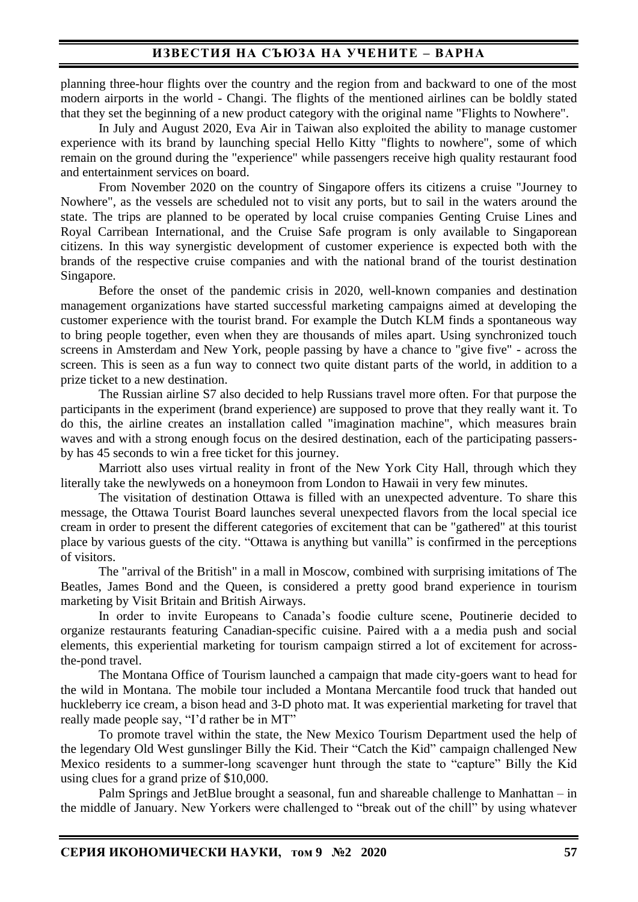planning three-hour flights over the country and the region from and backward to one of the most modern airports in the world - Changi. The flights of the mentioned airlines can be boldly stated that they set the beginning of a new product category with the original name "Flights to Nowhere".

In July and August 2020, Eva Air in Taiwan also exploited the ability to manage customer experience with its brand by launching special Hello Kitty "flights to nowhere", some of which remain on the ground during the "experience" while passengers receive high quality restaurant food and entertainment services on board.

From November 2020 on the country of Singapore offers its citizens a cruise "Journey to Nowhere", as the vessels are scheduled not to visit any ports, but to sail in the waters around the state. The trips are planned to be operated by local cruise companies Genting Cruise Lines and Royal Carribean International, and the Cruise Safe program is only available to Singaporean citizens. In this way synergistic development of customer experience is expected both with the brands of the respective cruise companies and with the national brand of the tourist destination Singapore.

Before the onset of the pandemic crisis in 2020, well-known companies and destination management organizations have started successful marketing campaigns aimed at developing the customer experience with the tourist brand. For example the Dutch KLM finds a spontaneous way to bring people together, even when they are thousands of miles apart. Using synchronized touch screens in Amsterdam and New York, people passing by have a chance to "give five" - across the screen. This is seen as a fun way to connect two quite distant parts of the world, in addition to a prize ticket to a new destination.

The Russian airline S7 also decided to help Russians travel more often. For that purpose the participants in the experiment (brand experience) are supposed to prove that they really want it. To do this, the airline creates an installation called "imagination machine", which measures brain waves and with a strong enough focus on the desired destination, each of the participating passers-by has 45 seconds to win a free ticket for this journey.

Marriott also uses virtual reality in front of the New York City Hall, through which they literally take the newlyweds on a honeymoon from London to Hawaii in very few minutes.

The visitation of destination Ottawa is filled with an unexpected adventure. To share this message, the Ottawa Tourist Board launches several unexpected flavors from the local special ice cream in order to present the different categories of excitement that can be "gathered" at this tourist place by various guests of the city. “Ottawa is anything but vanilla” is confirmed in the perceptions of visitors.

The "arrival of the British" in a mall in Moscow, combined with surprising imitations of The Beatles, James Bond and the Queen, is considered a pretty good brand experience in tourism marketing by Visit Britain and British Airways.

In order to invite Europeans to Canada’s foodie culture scene, Poutinerie decided to organize restaurants featuring Canadian-specific cuisine. Paired with a a media push and social elements, this experiential marketing for tourism campaign stirred a lot of excitement for across-the-pond travel.

The Montana Office of Tourism launched a campaign that made city-goers want to head for the wild in Montana. The mobile tour included a Montana Mercantile food truck that handed out huckleberry ice cream, a bison head and 3-D photo mat. It was experiential marketing for travel that really made people say, “I’d rather be in MT”

To promote travel within the state, the New Mexico Tourism Department used the help of the legendary Old West gunslinger Billy the Kid. Their “Catch the Kid” campaign challenged New Mexico residents to a summer-long scavenger hunt through the state to “capture” Billy the Kid using clues for a grand prize of $10,000.

Palm Springs and JetBlue brought a seasonal, fun and shareable challenge to Manhattan – in the middle of January. New Yorkers were challenged to “break out of the chill” by using whatever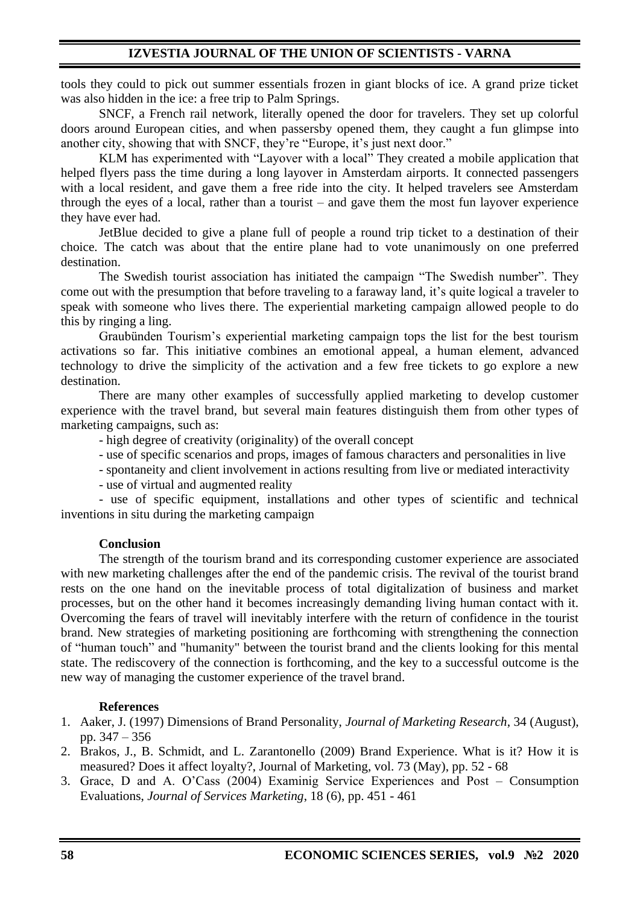tools they could to pick out summer essentials frozen in giant blocks of ice. A grand prize ticket was also hidden in the ice: a free trip to Palm Springs.

SNCF, a French rail network, literally opened the door for travelers. They set up colorful doors around European cities, and when passersby opened them, they caught a fun glimpse into another city, showing that with SNCF, they're "Europe, it's just next door."

KLM has experimented with "Layover with a local" They created a mobile application that helped flyers pass the time during a long layover in Amsterdam airports. It connected passengers with a local resident, and gave them a free ride into the city. It helped travelers see Amsterdam through the eyes of a local, rather than a tourist – and gave them the most fun layover experience they have ever had.

JetBlue decided to give a plane full of people a round trip ticket to a destination of their choice. The catch was about that the entire plane had to vote unanimously on one preferred destination.

The Swedish tourist association has initiated the campaign "The Swedish number". They come out with the presumption that before traveling to a faraway land, it's quite logical a traveler to speak with someone who lives there. The experiential marketing campaign allowed people to do this by ringing a ling.

Graubünden Tourism's experiential marketing campaign tops the list for the best tourism activations so far. This initiative combines an emotional appeal, a human element, advanced technology to drive the simplicity of the activation and a few free tickets to go explore a new destination.

There are many other examples of successfully applied marketing to develop customer experience with the travel brand, but several main features distinguish them from other types of marketing campaigns, such as:

- high degree of creativity (originality) of the overall concept
- use of specific scenarios and props, images of famous characters and personalities in live
- spontaneity and client involvement in actions resulting from live or mediated interactivity
- use of virtual and augmented reality
- use of specific equipment, installations and other types of scientific and technical inventions in situ during the marketing campaign

## Conclusion

The strength of the tourism brand and its corresponding customer experience are associated with new marketing challenges after the end of the pandemic crisis. The revival of the tourist brand rests on the one hand on the inevitable process of total digitalization of business and market processes, but on the other hand it becomes increasingly demanding living human contact with it. Overcoming the fears of travel will inevitably interfere with the return of confidence in the tourist brand. New strategies of marketing positioning are forthcoming with strengthening the connection of "human touch" and "humanity" between the tourist brand and the clients looking for this mental state. The rediscovery of the connection is forthcoming, and the key to a successful outcome is the new way of managing the customer experience of the travel brand.

## References

1. Aaker, J. (1997) Dimensions of Brand Personality, *Journal of Marketing Research*, 34 (August), pp. 347 – 356
2. Brakos, J., B. Schmidt, and L. Zarantonello (2009) Brand Experience. What is it? How it is measured? Does it affect loyalty?, Journal of Marketing, vol. 73 (May), pp. 52 - 68
3. Grace, D and A. O'Cass (2004) Examinig Service Experiences and Post – Consumption Evaluations, *Journal of Services Marketing*, 18 (6), pp. 451 - 461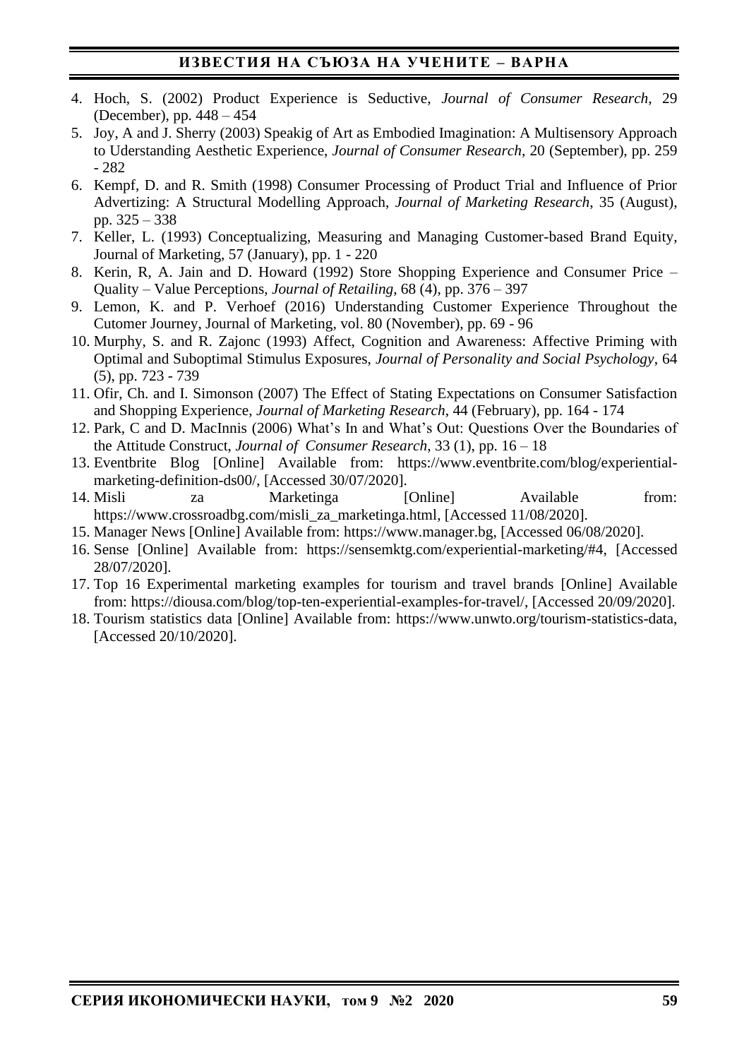4. Hoch, S. (2002) Product Experience is Seductive, *Journal of Consumer Research*, 29 (December), pp. 448 – 454
5. Joy, A and J. Sherry (2003) Speakig of Art as Embodied Imagination: A Multisensory Approach to Uderstanding Aesthetic Experience, *Journal of Consumer Research*, 20 (September), pp. 259 - 282
6. Kempf, D. and R. Smith (1998) Consumer Processing of Product Trial and Influence of Prior Advertizing: A Structural Modelling Approach, *Journal of Marketing Research*, 35 (August), pp. 325 – 338
7. Keller, L. (1993) Conceptualizing, Measuring and Managing Customer-based Brand Equity, Journal of Marketing, 57 (January), pp. 1 - 220
8. Kerin, R, A. Jain and D. Howard (1992) Store Shopping Experience and Consumer Price – Quality – Value Perceptions, *Journal of Retailing*, 68 (4), pp. 376 – 397
9. Lemon, K. and P. Verhoef (2016) Understanding Customer Experience Throughout the Cutomer Journey, Journal of Marketing, vol. 80 (November), pp. 69 - 96
10. Murphy, S. and R. Zajonc (1993) Affect, Cognition and Awareness: Affective Priming with Optimal and Suboptimal Stimulus Exposures, *Journal of Personality and Social Psychology*, 64 (5), pp. 723 - 739
11. Ofir, Ch. and I. Simonson (2007) The Effect of Stating Expectations on Consumer Satisfaction and Shopping Experience, *Journal of Marketing Research*, 44 (February), pp. 164 - 174
12. Park, C and D. MacInnis (2006) What's In and What's Out: Questions Over the Boundaries of the Attitude Construct, *Journal of Consumer Research*, 33 (1), pp. 16 – 18
13. Eventbrite Blog [Online] Available from: https://www.eventbrite.com/blog/experiential-marketing-definition-ds00/, [Accessed 30/07/2020].
14. Misli za Marketinga [Online] Available from: https://www.crossroadbg.com/misli_za_marketinga.html, [Accessed 11/08/2020].
15. Manager News [Online] Available from: https://www.manager.bg, [Accessed 06/08/2020].
16. Sense [Online] Available from: https://sensemktg.com/experiential-marketing/#4, [Accessed 28/07/2020].
17. Top 16 Experimental marketing examples for tourism and travel brands [Online] Available from: https://diousa.com/blog/top-ten-experiential-examples-for-travel/, [Accessed 20/09/2020].
18. Tourism statistics data [Online] Available from: https://www.unwto.org/tourism-statistics-data, [Accessed 20/10/2020].